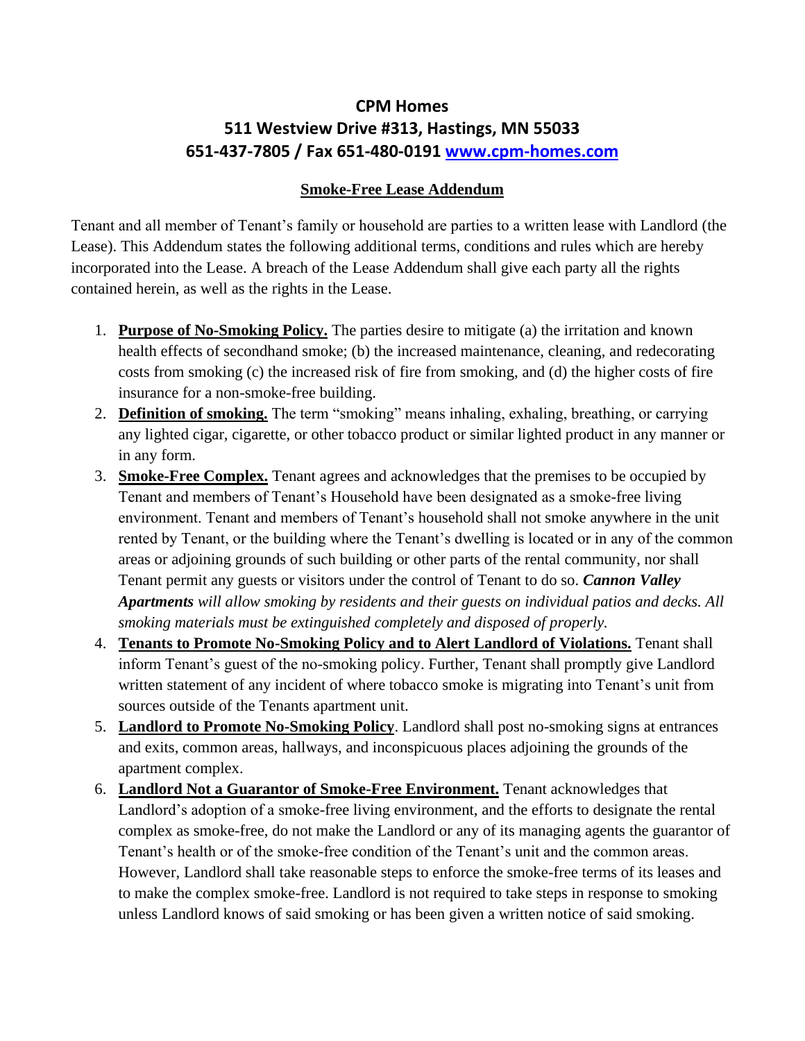# CPM Homes
# 511 Westview Drive #313, Hastings, MN 55033
# 651-437-7805 / Fax 651-480-0191 [www.cpm-homes.com](http://www.cpm-homes.com)

## Smoke-Free Lease Addendum

Tenant and all member of Tenant's family or household are parties to a written lease with Landlord (the Lease). This Addendum states the following additional terms, conditions and rules which are hereby incorporated into the Lease. A breach of the Lease Addendum shall give each party all the rights contained herein, as well as the rights in the Lease.

1. **Purpose of No-Smoking Policy.** The parties desire to mitigate (a) the irritation and known health effects of secondhand smoke; (b) the increased maintenance, cleaning, and redecorating costs from smoking (c) the increased risk of fire from smoking, and (d) the higher costs of fire insurance for a non-smoke-free building.
2. **Definition of smoking.** The term "smoking" means inhaling, exhaling, breathing, or carrying any lighted cigar, cigarette, or other tobacco product or similar lighted product in any manner or in any form.
3. **Smoke-Free Complex.** Tenant agrees and acknowledges that the premises to be occupied by Tenant and members of Tenant's Household have been designated as a smoke-free living environment. Tenant and members of Tenant's household shall not smoke anywhere in the unit rented by Tenant, or the building where the Tenant's dwelling is located or in any of the common areas or adjoining grounds of such building or other parts of the rental community, nor shall Tenant permit any guests or visitors under the control of Tenant to do so. ***Cannon Valley Apartments*** *will allow smoking by residents and their guests on individual patios and decks. All smoking materials must be extinguished completely and disposed of properly.*
4. **Tenants to Promote No-Smoking Policy and to Alert Landlord of Violations.** Tenant shall inform Tenant's guest of the no-smoking policy. Further, Tenant shall promptly give Landlord written statement of any incident of where tobacco smoke is migrating into Tenant's unit from sources outside of the Tenants apartment unit.
5. **Landlord to Promote No-Smoking Policy**. Landlord shall post no-smoking signs at entrances and exits, common areas, hallways, and inconspicuous places adjoining the grounds of the apartment complex.
6. **Landlord Not a Guarantor of Smoke-Free Environment.** Tenant acknowledges that Landlord's adoption of a smoke-free living environment, and the efforts to designate the rental complex as smoke-free, do not make the Landlord or any of its managing agents the guarantor of Tenant's health or of the smoke-free condition of the Tenant's unit and the common areas. However, Landlord shall take reasonable steps to enforce the smoke-free terms of its leases and to make the complex smoke-free. Landlord is not required to take steps in response to smoking unless Landlord knows of said smoking or has been given a written notice of said smoking.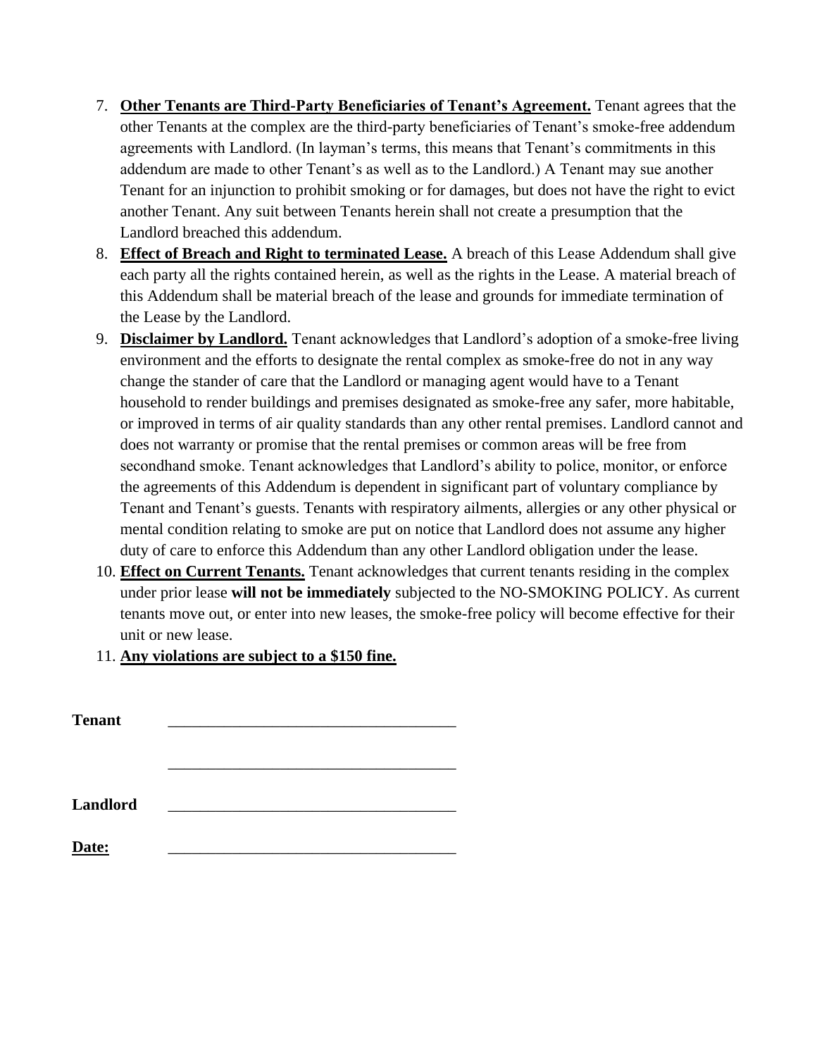7. **Other Tenants are Third-Party Beneficiaries of Tenant's Agreement.** Tenant agrees that the other Tenants at the complex are the third-party beneficiaries of Tenant's smoke-free addendum agreements with Landlord. (In layman's terms, this means that Tenant's commitments in this addendum are made to other Tenant's as well as to the Landlord.) A Tenant may sue another Tenant for an injunction to prohibit smoking or for damages, but does not have the right to evict another Tenant. Any suit between Tenants herein shall not create a presumption that the Landlord breached this addendum.
8. **Effect of Breach and Right to terminated Lease.** A breach of this Lease Addendum shall give each party all the rights contained herein, as well as the rights in the Lease. A material breach of this Addendum shall be material breach of the lease and grounds for immediate termination of the Lease by the Landlord.
9. **Disclaimer by Landlord.** Tenant acknowledges that Landlord's adoption of a smoke-free living environment and the efforts to designate the rental complex as smoke-free do not in any way change the stander of care that the Landlord or managing agent would have to a Tenant household to render buildings and premises designated as smoke-free any safer, more habitable, or improved in terms of air quality standards than any other rental premises. Landlord cannot and does not warranty or promise that the rental premises or common areas will be free from secondhand smoke. Tenant acknowledges that Landlord's ability to police, monitor, or enforce the agreements of this Addendum is dependent in significant part of voluntary compliance by Tenant and Tenant's guests. Tenants with respiratory ailments, allergies or any other physical or mental condition relating to smoke are put on notice that Landlord does not assume any higher duty of care to enforce this Addendum than any other Landlord obligation under the lease.
10. **Effect on Current Tenants.** Tenant acknowledges that current tenants residing in the complex under prior lease **will not be immediately** subjected to the NO-SMOKING POLICY. As current tenants move out, or enter into new leases, the smoke-free policy will become effective for their unit or new lease.
11. **Any violations are subject to a $150 fine.**

**Tenant** ____________________________________

____________________________________

**Landlord** ____________________________________

**Date:** ____________________________________